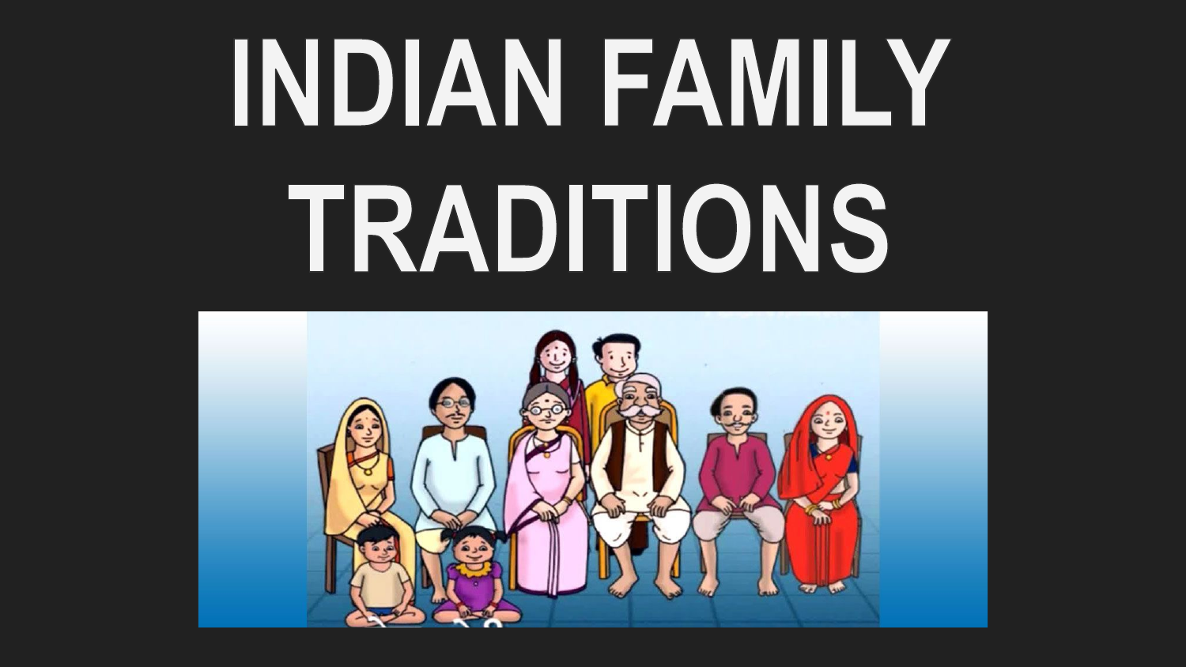# INDIAN FAMILY TRADITIONS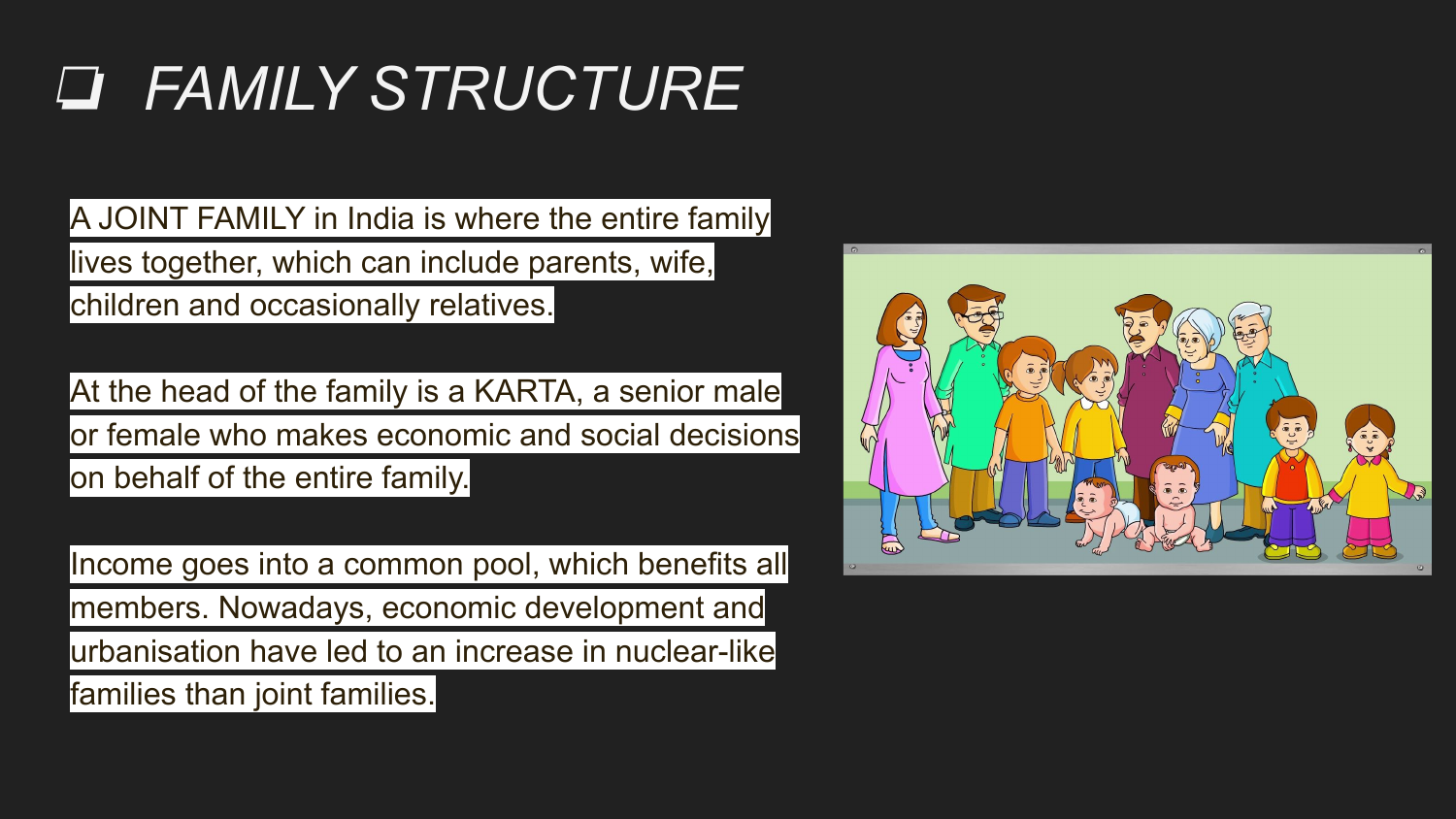# FAMILY STRUCTURE

A JOINT FAMILY in India is where the entire family lives together, which can include parents, wife, children and occasionally relatives.

At the head of the family is a KARTA, a senior male or female who makes economic and social decisions on behalf of the entire family.

Income goes into a common pool, which benefits all members. Nowadays, economic development and urbanisation have led to an increase in nuclear-like families than joint families.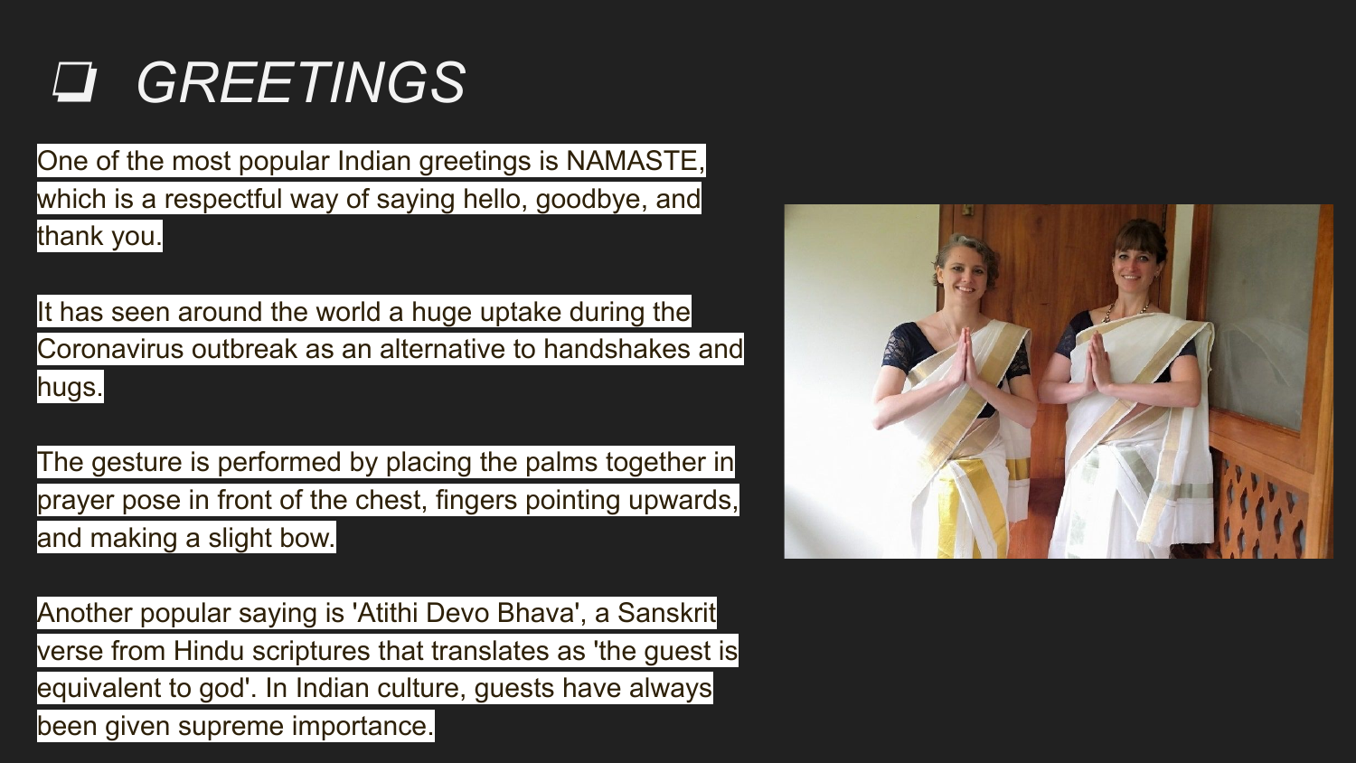# ❑ *GREETINGS*

One of the most popular Indian greetings is NAMASTE, which is a respectful way of saying hello, goodbye, and thank you.

It has seen around the world a huge uptake during the Coronavirus outbreak as an alternative to handshakes and hugs.

The gesture is performed by placing the palms together in prayer pose in front of the chest, fingers pointing upwards, and making a slight bow.

Another popular saying is 'Atithi Devo Bhava', a Sanskrit verse from Hindu scriptures that translates as 'the guest is equivalent to god'. In Indian culture, guests have always been given supreme importance.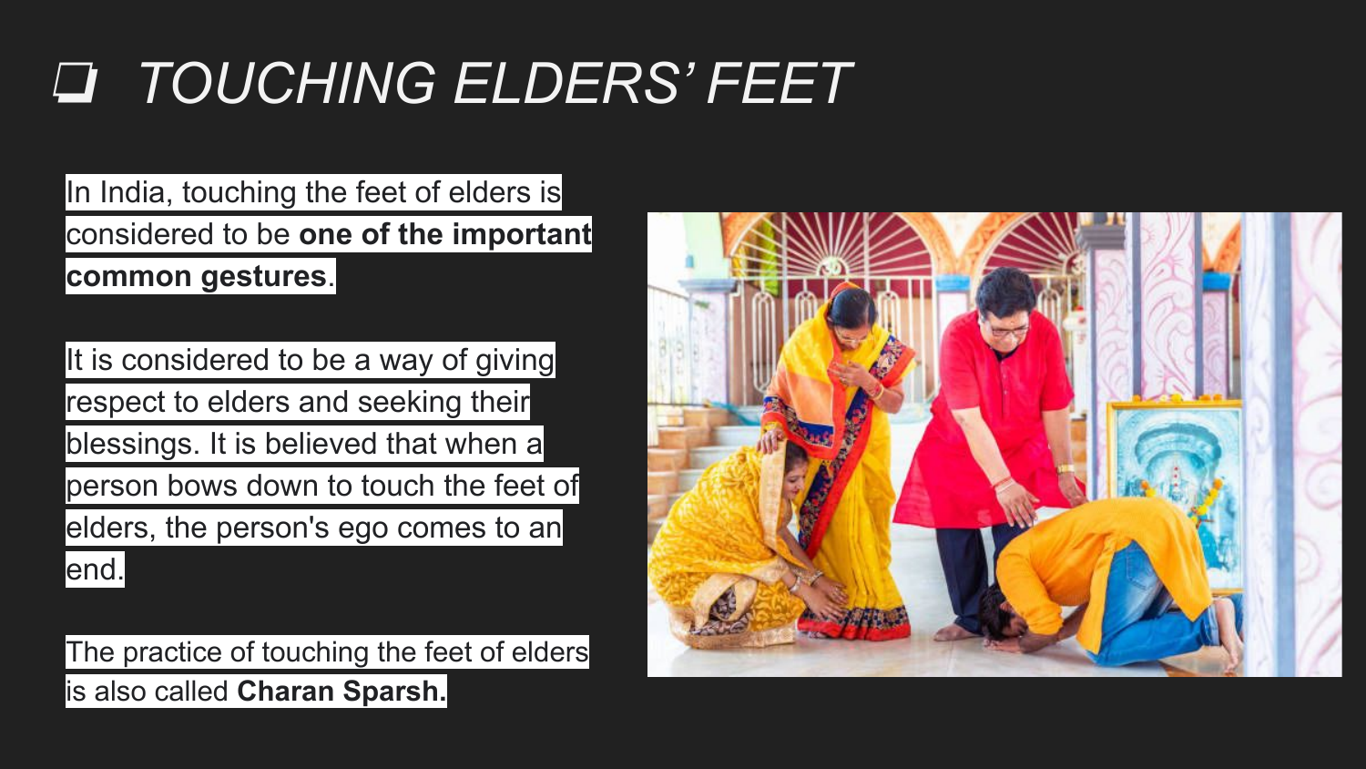# ❏ *TOUCHING ELDERS' FEET*

In India, touching the feet of elders is considered to be **one of the important common gestures**.

It is considered to be a way of giving respect to elders and seeking their blessings. It is believed that when a person bows down to touch the feet of elders, the person's ego comes to an end.

The practice of touching the feet of elders is also called **Charan Sparsh.**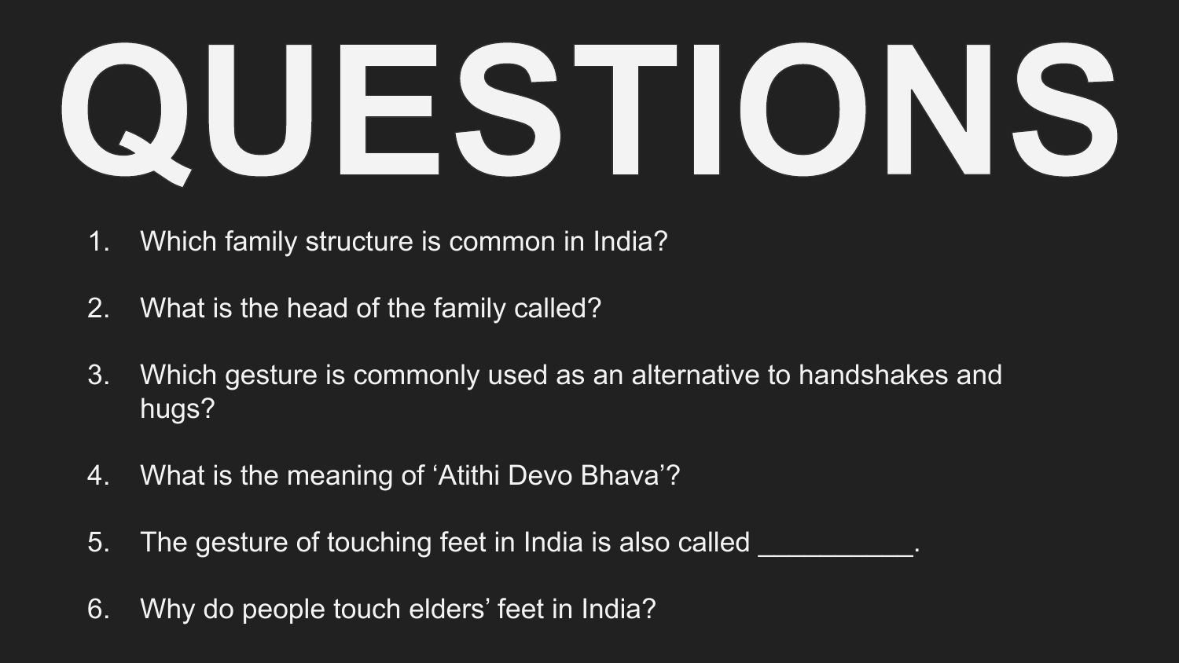# QUESTIONS

1. Which family structure is common in India?
2. What is the head of the family called?
3. Which gesture is commonly used as an alternative to handshakes and hugs?
4. What is the meaning of ‘Atithi Devo Bhava’?
5. The gesture of touching feet in India is also called __________.
6. Why do people touch elders’ feet in India?